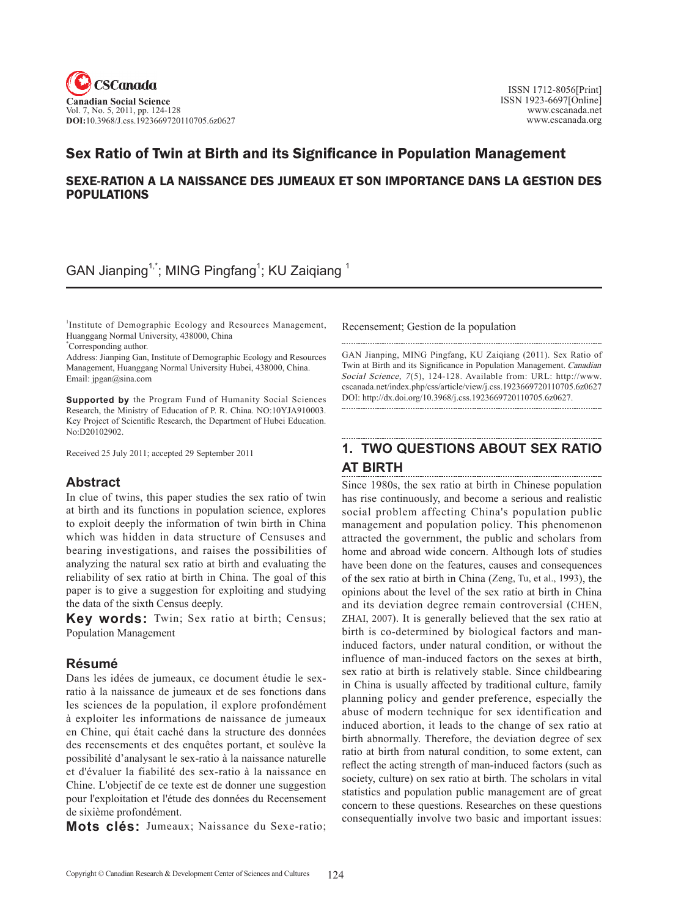# Sex Ratio of Twin at Birth and its Significance in Population Management

## SEXE-RATION A LA NAISSANCE DES JUMEAUX ET SON IMPORTANCE DANS LA GESTION DES POPULATIONS

GAN Jianping[1,*]; MING Pingfang[1]; KU Zaiqiang [1]

[1]Institute of Demographic Ecology and Resources Management, Huanggang Normal University, 438000, China
[*]Corresponding author.
Address: Jianping Gan, Institute of Demographic Ecology and Resources Management, Huanggang Normal University Hubei, 438000, China.
Email: jpgan@sina.com

**Supported by** the Program Fund of Humanity Social Sciences Research, the Ministry of Education of P. R. China. NO:10YJA910003. Key Project of Scientific Research, the Department of Hubei Education. No:D20102902.

Received 25 July 2011; accepted 29 September 2011

## Abstract

In clue of twins, this paper studies the sex ratio of twin at birth and its functions in population science, explores to exploit deeply the information of twin birth in China which was hidden in data structure of Censuses and bearing investigations, and raises the possibilities of analyzing the natural sex ratio at birth and evaluating the reliability of sex ratio at birth in China. The goal of this paper is to give a suggestion for exploiting and studying the data of the sixth Census deeply.

**Key words:** Twin; Sex ratio at birth; Census; Population Management

## Résumé

Dans les idées de jumeaux, ce document étudie le sex-ratio à la naissance de jumeaux et de ses fonctions dans les sciences de la population, il explore profondément à exploiter les informations de naissance de jumeaux en Chine, qui était caché dans la structure des données des recensements et des enquêtes portant, et soulève la possibilité d'analysant le sex-ratio à la naissance naturelle et d'évaluer la fiabilité des sex-ratio à la naissance en Chine. L'objectif de ce texte est de donner une suggestion pour l'exploitation et l'étude des données du Recensement de sixième profondément.

**Mots clés:** Jumeaux; Naissance du Sexe-ratio; Recensement; Gestion de la population

GAN Jianping, MING Pingfang, KU Zaiqiang (2011). Sex Ratio of Twin at Birth and its Significance in Population Management. *Canadian Social Science, 7*(5), 124-128. Available from: URL: http://www.cscanada.net/index.php/css/article/view/j.css.1923669720110705.6z0627 DOI: http://dx.doi.org/10.3968/j.css.1923669720110705.6z0627.

## 1. TWO QUESTIONS ABOUT SEX RATIO AT BIRTH

Since 1980s, the sex ratio at birth in Chinese population has rise continuously, and become a serious and realistic social problem affecting China's population public management and population policy. This phenomenon attracted the government, the public and scholars from home and abroad wide concern. Although lots of studies have been done on the features, causes and consequences of the sex ratio at birth in China (Zeng, Tu, et al., 1993), the opinions about the level of the sex ratio at birth in China and its deviation degree remain controversial (CHEN, ZHAI, 2007). It is generally believed that the sex ratio at birth is co-determined by biological factors and man-induced factors, under natural condition, or without the influence of man-induced factors on the sexes at birth, sex ratio at birth is relatively stable. Since childbearing in China is usually affected by traditional culture, family planning policy and gender preference, especially the abuse of modern technique for sex identification and induced abortion, it leads to the change of sex ratio at birth abnormally. Therefore, the deviation degree of sex ratio at birth from natural condition, to some extent, can reflect the acting strength of man-induced factors (such as society, culture) on sex ratio at birth. The scholars in vital statistics and population public management are of great concern to these questions. Researches on these questions consequentially involve two basic and important issues: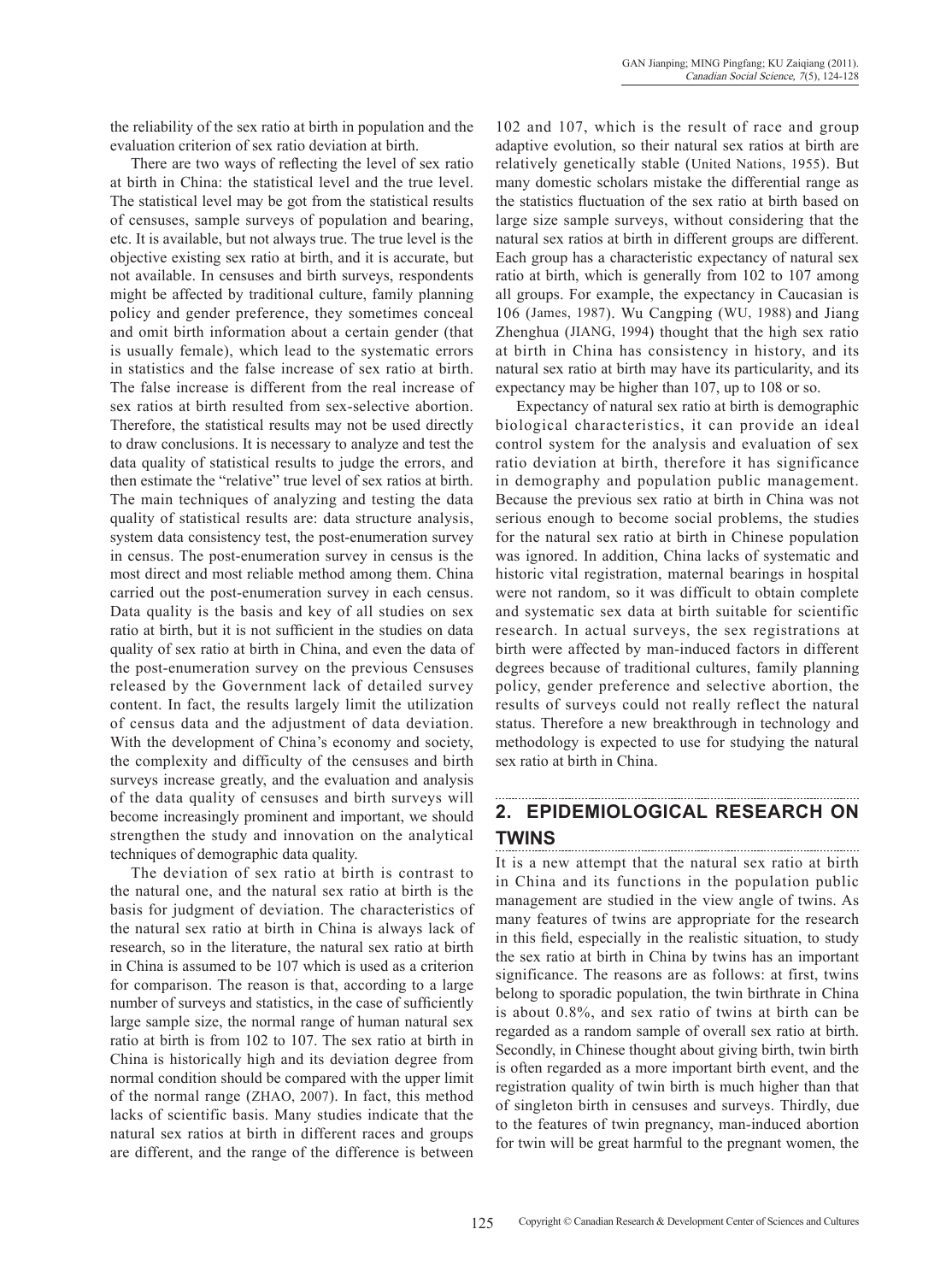the reliability of the sex ratio at birth in population and the evaluation criterion of sex ratio deviation at birth.

There are two ways of reflecting the level of sex ratio at birth in China: the statistical level and the true level. The statistical level may be got from the statistical results of censuses, sample surveys of population and bearing, etc. It is available, but not always true. The true level is the objective existing sex ratio at birth, and it is accurate, but not available. In censuses and birth surveys, respondents might be affected by traditional culture, family planning policy and gender preference, they sometimes conceal and omit birth information about a certain gender (that is usually female), which lead to the systematic errors in statistics and the false increase of sex ratio at birth. The false increase is different from the real increase of sex ratios at birth resulted from sex-selective abortion. Therefore, the statistical results may not be used directly to draw conclusions. It is necessary to analyze and test the data quality of statistical results to judge the errors, and then estimate the "relative" true level of sex ratios at birth. The main techniques of analyzing and testing the data quality of statistical results are: data structure analysis, system data consistency test, the post-enumeration survey in census. The post-enumeration survey in census is the most direct and most reliable method among them. China carried out the post-enumeration survey in each census. Data quality is the basis and key of all studies on sex ratio at birth, but it is not sufficient in the studies on data quality of sex ratio at birth in China, and even the data of the post-enumeration survey on the previous Censuses released by the Government lack of detailed survey content. In fact, the results largely limit the utilization of census data and the adjustment of data deviation. With the development of China's economy and society, the complexity and difficulty of the censuses and birth surveys increase greatly, and the evaluation and analysis of the data quality of censuses and birth surveys will become increasingly prominent and important, we should strengthen the study and innovation on the analytical techniques of demographic data quality.

The deviation of sex ratio at birth is contrast to the natural one, and the natural sex ratio at birth is the basis for judgment of deviation. The characteristics of the natural sex ratio at birth in China is always lack of research, so in the literature, the natural sex ratio at birth in China is assumed to be 107 which is used as a criterion for comparison. The reason is that, according to a large number of surveys and statistics, in the case of sufficiently large sample size, the normal range of human natural sex ratio at birth is from 102 to 107. The sex ratio at birth in China is historically high and its deviation degree from normal condition should be compared with the upper limit of the normal range (ZHAO, 2007). In fact, this method lacks of scientific basis. Many studies indicate that the natural sex ratios at birth in different races and groups are different, and the range of the difference is between 102 and 107, which is the result of race and group adaptive evolution, so their natural sex ratios at birth are relatively genetically stable (United Nations, 1955). But many domestic scholars mistake the differential range as the statistics fluctuation of the sex ratio at birth based on large size sample surveys, without considering that the natural sex ratios at birth in different groups are different. Each group has a characteristic expectancy of natural sex ratio at birth, which is generally from 102 to 107 among all groups. For example, the expectancy in Caucasian is 106 (James, 1987). Wu Cangping (WU, 1988) and Jiang Zhenghua (JIANG, 1994) thought that the high sex ratio at birth in China has consistency in history, and its natural sex ratio at birth may have its particularity, and its expectancy may be higher than 107, up to 108 or so.

Expectancy of natural sex ratio at birth is demographic biological characteristics, it can provide an ideal control system for the analysis and evaluation of sex ratio deviation at birth, therefore it has significance in demography and population public management. Because the previous sex ratio at birth in China was not serious enough to become social problems, the studies for the natural sex ratio at birth in Chinese population was ignored. In addition, China lacks of systematic and historic vital registration, maternal bearings in hospital were not random, so it was difficult to obtain complete and systematic sex data at birth suitable for scientific research. In actual surveys, the sex registrations at birth were affected by man-induced factors in different degrees because of traditional cultures, family planning policy, gender preference and selective abortion, the results of surveys could not really reflect the natural status. Therefore a new breakthrough in technology and methodology is expected to use for studying the natural sex ratio at birth in China.

## 2. EPIDEMIOLOGICAL RESEARCH ON TWINS

It is a new attempt that the natural sex ratio at birth in China and its functions in the population public management are studied in the view angle of twins. As many features of twins are appropriate for the research in this field, especially in the realistic situation, to study the sex ratio at birth in China by twins has an important significance. The reasons are as follows: at first, twins belong to sporadic population, the twin birthrate in China is about 0.8%, and sex ratio of twins at birth can be regarded as a random sample of overall sex ratio at birth. Secondly, in Chinese thought about giving birth, twin birth is often regarded as a more important birth event, and the registration quality of twin birth is much higher than that of singleton birth in censuses and surveys. Thirdly, due to the features of twin pregnancy, man-induced abortion for twin will be great harmful to the pregnant women, the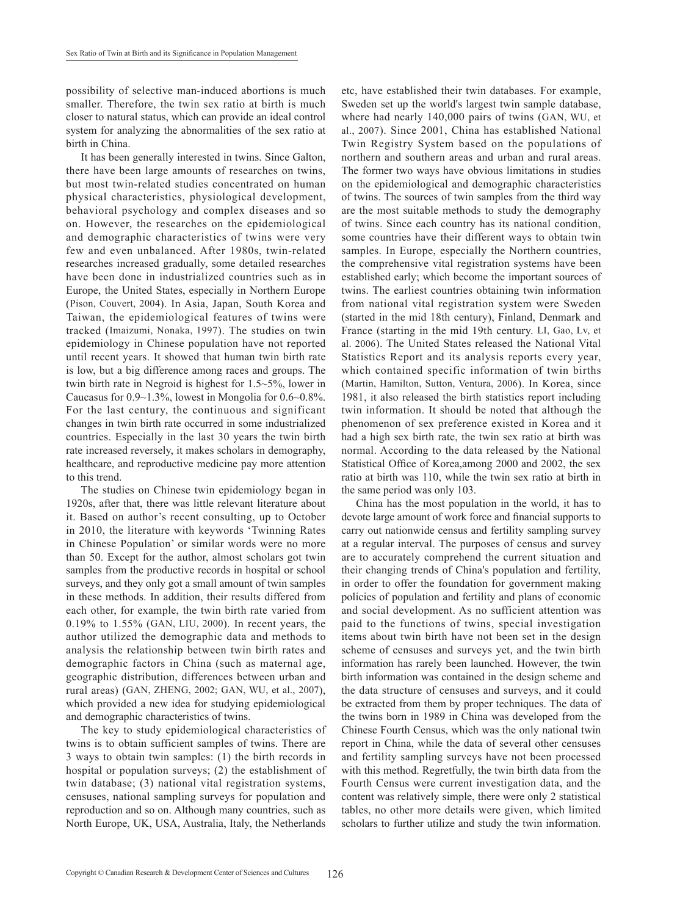possibility of selective man-induced abortions is much smaller. Therefore, the twin sex ratio at birth is much closer to natural status, which can provide an ideal control system for analyzing the abnormalities of the sex ratio at birth in China.

It has been generally interested in twins. Since Galton, there have been large amounts of researches on twins, but most twin-related studies concentrated on human physical characteristics, physiological development, behavioral psychology and complex diseases and so on. However, the researches on the epidemiological and demographic characteristics of twins were very few and even unbalanced. After 1980s, twin-related researches increased gradually, some detailed researches have been done in industrialized countries such as in Europe, the United States, especially in Northern Europe (Pison, Couvert, 2004). In Asia, Japan, South Korea and Taiwan, the epidemiological features of twins were tracked (Imaizumi, Nonaka, 1997). The studies on twin epidemiology in Chinese population have not reported until recent years. It showed that human twin birth rate is low, but a big difference among races and groups. The twin birth rate in Negroid is highest for 1.5~5%, lower in Caucasus for 0.9~1.3%, lowest in Mongolia for 0.6~0.8%. For the last century, the continuous and significant changes in twin birth rate occurred in some industrialized countries. Especially in the last 30 years the twin birth rate increased reversely, it makes scholars in demography, healthcare, and reproductive medicine pay more attention to this trend.

The studies on Chinese twin epidemiology began in 1920s, after that, there was little relevant literature about it. Based on author's recent consulting, up to October in 2010, the literature with keywords 'Twinning Rates in Chinese Population' or similar words were no more than 50. Except for the author, almost scholars got twin samples from the productive records in hospital or school surveys, and they only got a small amount of twin samples in these methods. In addition, their results differed from each other, for example, the twin birth rate varied from 0.19% to 1.55% (GAN, LIU, 2000). In recent years, the author utilized the demographic data and methods to analysis the relationship between twin birth rates and demographic factors in China (such as maternal age, geographic distribution, differences between urban and rural areas) (GAN, ZHENG, 2002; GAN, WU, et al., 2007), which provided a new idea for studying epidemiological and demographic characteristics of twins.

The key to study epidemiological characteristics of twins is to obtain sufficient samples of twins. There are 3 ways to obtain twin samples: (1) the birth records in hospital or population surveys; (2) the establishment of twin database; (3) national vital registration systems, censuses, national sampling surveys for population and reproduction and so on. Although many countries, such as North Europe, UK, USA, Australia, Italy, the Netherlands etc, have established their twin databases. For example, Sweden set up the world's largest twin sample database, where had nearly 140,000 pairs of twins (GAN, WU, et al., 2007). Since 2001, China has established National Twin Registry System based on the populations of northern and southern areas and urban and rural areas. The former two ways have obvious limitations in studies on the epidemiological and demographic characteristics of twins. The sources of twin samples from the third way are the most suitable methods to study the demography of twins. Since each country has its national condition, some countries have their different ways to obtain twin samples. In Europe, especially the Northern countries, the comprehensive vital registration systems have been established early; which become the important sources of twins. The earliest countries obtaining twin information from national vital registration system were Sweden (started in the mid 18th century), Finland, Denmark and France (starting in the mid 19th century. LI, Gao, Lv, et al. 2006). The United States released the National Vital Statistics Report and its analysis reports every year, which contained specific information of twin births (Martin, Hamilton, Sutton, Ventura, 2006). In Korea, since 1981, it also released the birth statistics report including twin information. It should be noted that although the phenomenon of sex preference existed in Korea and it had a high sex birth rate, the twin sex ratio at birth was normal. According to the data released by the National Statistical Office of Korea,among 2000 and 2002, the sex ratio at birth was 110, while the twin sex ratio at birth in the same period was only 103.

China has the most population in the world, it has to devote large amount of work force and financial supports to carry out nationwide census and fertility sampling survey at a regular interval. The purposes of census and survey are to accurately comprehend the current situation and their changing trends of China's population and fertility, in order to offer the foundation for government making policies of population and fertility and plans of economic and social development. As no sufficient attention was paid to the functions of twins, special investigation items about twin birth have not been set in the design scheme of censuses and surveys yet, and the twin birth information has rarely been launched. However, the twin birth information was contained in the design scheme and the data structure of censuses and surveys, and it could be extracted from them by proper techniques. The data of the twins born in 1989 in China was developed from the Chinese Fourth Census, which was the only national twin report in China, while the data of several other censuses and fertility sampling surveys have not been processed with this method. Regretfully, the twin birth data from the Fourth Census were current investigation data, and the content was relatively simple, there were only 2 statistical tables, no other more details were given, which limited scholars to further utilize and study the twin information.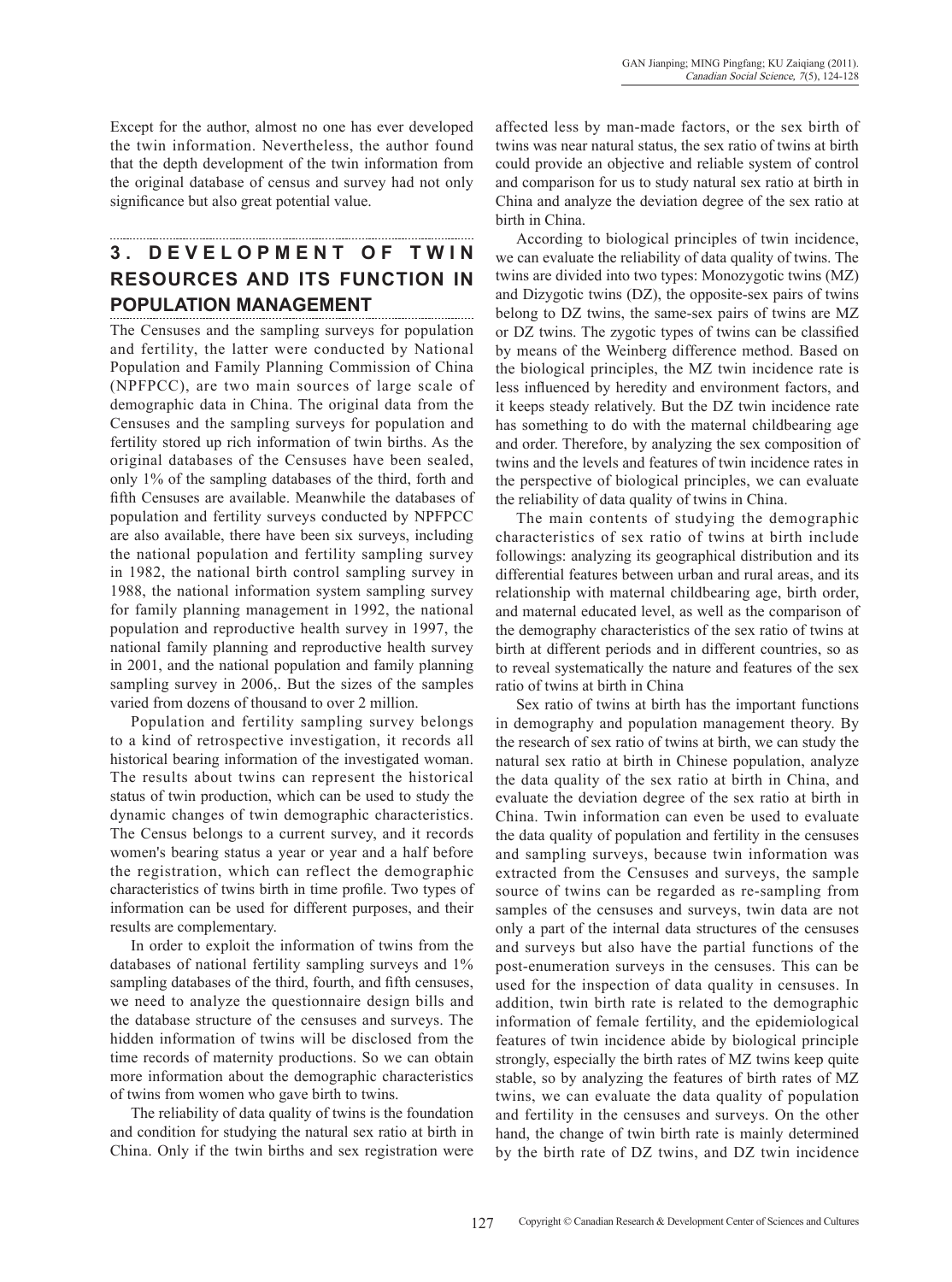Except for the author, almost no one has ever developed the twin information. Nevertheless, the author found that the depth development of the twin information from the original database of census and survey had not only significance but also great potential value.

## 3. DEVELOPMENT OF TWIN RESOURCES AND ITS FUNCTION IN POPULATION MANAGEMENT

The Censuses and the sampling surveys for population and fertility, the latter were conducted by National Population and Family Planning Commission of China (NPFPCC), are two main sources of large scale of demographic data in China. The original data from the Censuses and the sampling surveys for population and fertility stored up rich information of twin births. As the original databases of the Censuses have been sealed, only 1% of the sampling databases of the third, forth and fifth Censuses are available. Meanwhile the databases of population and fertility surveys conducted by NPFPCC are also available, there have been six surveys, including the national population and fertility sampling survey in 1982, the national birth control sampling survey in 1988, the national information system sampling survey for family planning management in 1992, the national population and reproductive health survey in 1997, the national family planning and reproductive health survey in 2001, and the national population and family planning sampling survey in 2006,. But the sizes of the samples varied from dozens of thousand to over 2 million.

Population and fertility sampling survey belongs to a kind of retrospective investigation, it records all historical bearing information of the investigated woman. The results about twins can represent the historical status of twin production, which can be used to study the dynamic changes of twin demographic characteristics. The Census belongs to a current survey, and it records women's bearing status a year or year and a half before the registration, which can reflect the demographic characteristics of twins birth in time profile. Two types of information can be used for different purposes, and their results are complementary.

In order to exploit the information of twins from the databases of national fertility sampling surveys and 1% sampling databases of the third, fourth, and fifth censuses, we need to analyze the questionnaire design bills and the database structure of the censuses and surveys. The hidden information of twins will be disclosed from the time records of maternity productions. So we can obtain more information about the demographic characteristics of twins from women who gave birth to twins.

The reliability of data quality of twins is the foundation and condition for studying the natural sex ratio at birth in China. Only if the twin births and sex registration were affected less by man-made factors, or the sex birth of twins was near natural status, the sex ratio of twins at birth could provide an objective and reliable system of control and comparison for us to study natural sex ratio at birth in China and analyze the deviation degree of the sex ratio at birth in China.

According to biological principles of twin incidence, we can evaluate the reliability of data quality of twins. The twins are divided into two types: Monozygotic twins (MZ) and Dizygotic twins (DZ), the opposite-sex pairs of twins belong to DZ twins, the same-sex pairs of twins are MZ or DZ twins. The zygotic types of twins can be classified by means of the Weinberg difference method. Based on the biological principles, the MZ twin incidence rate is less influenced by heredity and environment factors, and it keeps steady relatively. But the DZ twin incidence rate has something to do with the maternal childbearing age and order. Therefore, by analyzing the sex composition of twins and the levels and features of twin incidence rates in the perspective of biological principles, we can evaluate the reliability of data quality of twins in China.

The main contents of studying the demographic characteristics of sex ratio of twins at birth include followings: analyzing its geographical distribution and its differential features between urban and rural areas, and its relationship with maternal childbearing age, birth order, and maternal educated level, as well as the comparison of the demography characteristics of the sex ratio of twins at birth at different periods and in different countries, so as to reveal systematically the nature and features of the sex ratio of twins at birth in China

Sex ratio of twins at birth has the important functions in demography and population management theory. By the research of sex ratio of twins at birth, we can study the natural sex ratio at birth in Chinese population, analyze the data quality of the sex ratio at birth in China, and evaluate the deviation degree of the sex ratio at birth in China. Twin information can even be used to evaluate the data quality of population and fertility in the censuses and sampling surveys, because twin information was extracted from the Censuses and surveys, the sample source of twins can be regarded as re-sampling from samples of the censuses and surveys, twin data are not only a part of the internal data structures of the censuses and surveys but also have the partial functions of the post-enumeration surveys in the censuses. This can be used for the inspection of data quality in censuses. In addition, twin birth rate is related to the demographic information of female fertility, and the epidemiological features of twin incidence abide by biological principle strongly, especially the birth rates of MZ twins keep quite stable, so by analyzing the features of birth rates of MZ twins, we can evaluate the data quality of population and fertility in the censuses and surveys. On the other hand, the change of twin birth rate is mainly determined by the birth rate of DZ twins, and DZ twin incidence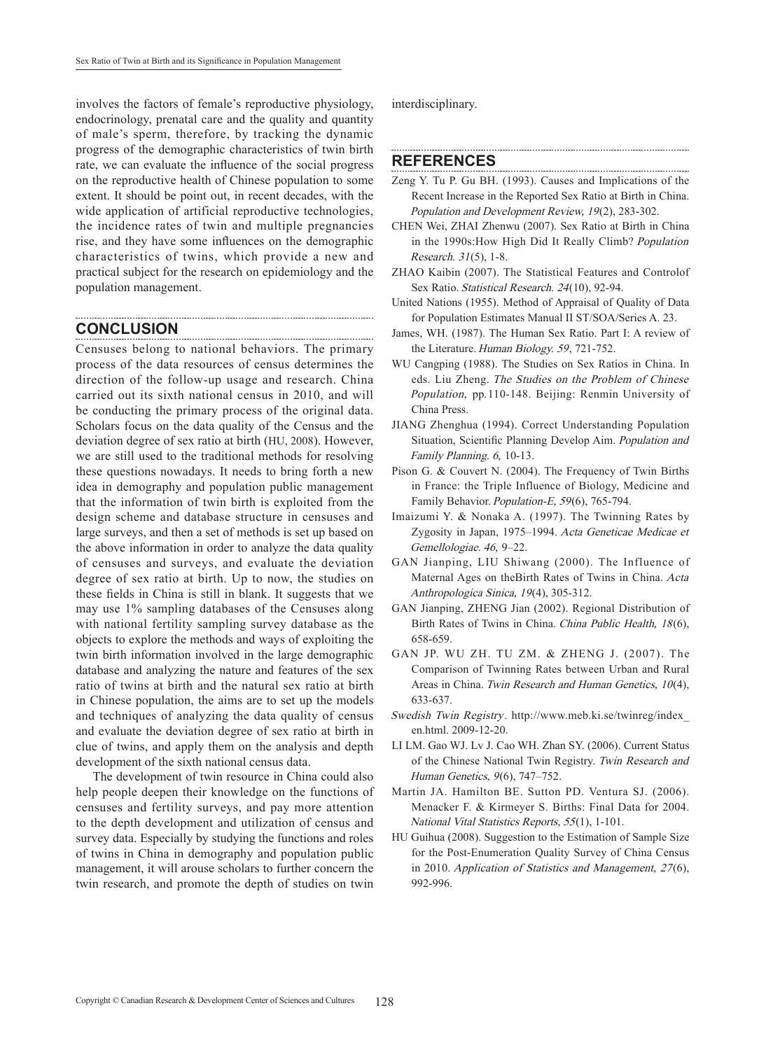involves the factors of female's reproductive physiology, endocrinology, prenatal care and the quality and quantity of male's sperm, therefore, by tracking the dynamic progress of the demographic characteristics of twin birth rate, we can evaluate the influence of the social progress on the reproductive health of Chinese population to some extent. It should be point out, in recent decades, with the wide application of artificial reproductive technologies, the incidence rates of twin and multiple pregnancies rise, and they have some influences on the demographic characteristics of twins, which provide a new and practical subject for the research on epidemiology and the population management.

## CONCLUSION

Censuses belong to national behaviors. The primary process of the data resources of census determines the direction of the follow-up usage and research. China carried out its sixth national census in 2010, and will be conducting the primary process of the original data. Scholars focus on the data quality of the Census and the deviation degree of sex ratio at birth (HU, 2008). However, we are still used to the traditional methods for resolving these questions nowadays. It needs to bring forth a new idea in demography and population public management that the information of twin birth is exploited from the design scheme and database structure in censuses and large surveys, and then a set of methods is set up based on the above information in order to analyze the data quality of censuses and surveys, and evaluate the deviation degree of sex ratio at birth. Up to now, the studies on these fields in China is still in blank. It suggests that we may use 1% sampling databases of the Censuses along with national fertility sampling survey database as the objects to explore the methods and ways of exploiting the twin birth information involved in the large demographic database and analyzing the nature and features of the sex ratio of twins at birth and the natural sex ratio at birth in Chinese population, the aims are to set up the models and techniques of analyzing the data quality of census and evaluate the deviation degree of sex ratio at birth in clue of twins, and apply them on the analysis and depth development of the sixth national census data.

The development of twin resource in China could also help people deepen their knowledge on the functions of censuses and fertility surveys, and pay more attention to the depth development and utilization of census and survey data. Especially by studying the functions and roles of twins in China in demography and population public management, it will arouse scholars to further concern the twin research, and promote the depth of studies on twin interdisciplinary.

## REFERENCES

Zeng Y. Tu P. Gu BH. (1993). Causes and Implications of the Recent Increase in the Reported Sex Ratio at Birth in China. *Population and Development Review, 19*(2), 283-302.

CHEN Wei, ZHAI Zhenwu (2007). Sex Ratio at Birth in China in the 1990s:How High Did It Really Climb? *Population Research. 31*(5), 1-8.

ZHAO Kaibin (2007). The Statistical Features and Controlof Sex Ratio. *Statistical Research. 24*(10), 92-94.

United Nations (1955). Method of Appraisal of Quality of Data for Population Estimates Manual II ST/SOA/Series A. 23.

James, WH. (1987). The Human Sex Ratio. Part I: A review of the Literature. *Human Biology. 59*, 721-752.

WU Cangping (1988). The Studies on Sex Ratios in China. In eds. Liu Zheng. *The Studies on the Problem of Chinese Population*, pp.110-148. Beijing: Renmin University of China Press.

JIANG Zhenghua (1994). Correct Understanding Population Situation, Scientific Planning Develop Aim. *Population and Family Planning. 6*, 10-13.

Pison G. & Couvert N. (2004). The Frequency of Twin Births in France: the Triple Influence of Biology, Medicine and Family Behavior. *Population-E, 59*(6), 765-794.

Imaizumi Y. & Nonaka A. (1997). The Twinning Rates by Zygosity in Japan, 1975–1994. *Acta Geneticae Medicae et Gemellologiae. 46,* 9–22.

GAN Jianping, LIU Shiwang (2000). The Influence of Maternal Ages on theBirth Rates of Twins in China. *Acta Anthropologica Sinica, 19*(4), 305-312.

GAN Jianping, ZHENG Jian (2002). Regional Distribution of Birth Rates of Twins in China. *China Public Health, 18*(6), 658-659.

GAN JP. WU ZH. TU ZM. & ZHENG J. (2007). The Comparison of Twinning Rates between Urban and Rural Areas in China. *Twin Research and Human Genetics, 10*(4), 633-637.

*Swedish Twin Registry*. http://www.meb.ki.se/twinreg/index_en.html. 2009-12-20.

LI LM. Gao WJ. Lv J. Cao WH. Zhan SY. (2006). Current Status of the Chinese National Twin Registry. *Twin Research and Human Genetics, 9*(6), 747–752.

Martin JA. Hamilton BE. Sutton PD. Ventura SJ. (2006). Menacker F. & Kirmeyer S. Births: Final Data for 2004. *National Vital Statistics Reports, 55*(1), 1-101.

HU Guihua (2008). Suggestion to the Estimation of Sample Size for the Post-Enumeration Quality Survey of China Census in 2010. *Application of Statistics and Management, 27*(6), 992-996.